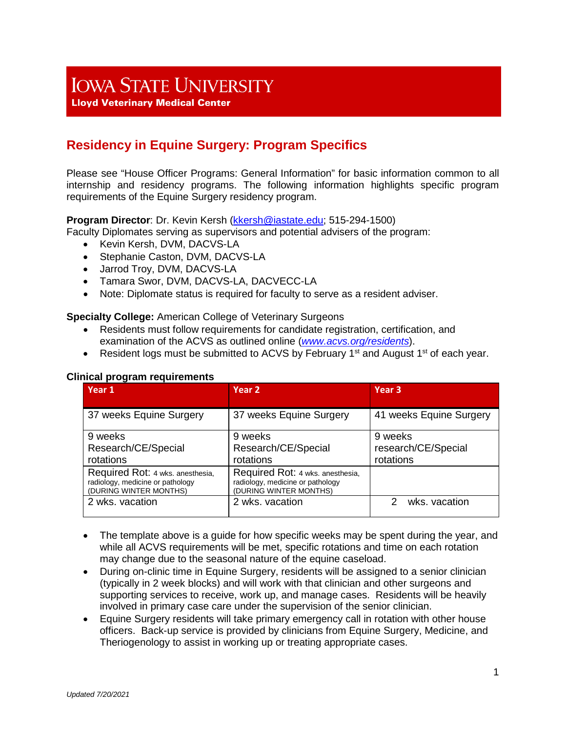# IOWA STATE UNIVERSITY

**Lloyd Veterinary Medical Center**

## Residency in Equine Surgery: Program Specifics

Please see "House Officer Programs: General Information" for basic information common to all internship and residency programs. The following information highlights specific program requirements of the Equine Surgery residency program.

**Program Director**: Dr. Kevin Kersh (kkersh@iastate.edu; 515-294-1500)

Faculty Diplomates serving as supervisors and potential advisers of the program:

- Kevin Kersh, DVM, DACVS-LA
- Stephanie Caston, DVM, DACVS-LA
- Jarrod Troy, DVM, DACVS-LA
- Tamara Swor, DVM, DACVS-LA, DACVECC-LA
- Note: Diplomate status is required for faculty to serve as a resident adviser.

**Specialty College:** American College of Veterinary Surgeons

- Residents must follow requirements for candidate registration, certification, and examination of the ACVS as outlined online (*www.acvs.org/residents*).
- Resident logs must be submitted to ACVS by February 1st and August 1st of each year.

**Clinical program requirements**

| Year 1 | Year 2 | Year 3 |
|---|---|---|
| 37 weeks Equine Surgery | 37 weeks Equine Surgery | 41 weeks Equine Surgery |
| 9 weeks Research/CE/Special rotations | 9 weeks Research/CE/Special rotations | 9 weeks research/CE/Special rotations |
| Required Rot: 4 wks. anesthesia, radiology, medicine or pathology (DURING WINTER MONTHS) | Required Rot: 4 wks. anesthesia, radiology, medicine or pathology (DURING WINTER MONTHS) | |
| 2 wks. vacation | 2 wks. vacation | 2 wks. vacation |

- The template above is a guide for how specific weeks may be spent during the year, and while all ACVS requirements will be met, specific rotations and time on each rotation may change due to the seasonal nature of the equine caseload.
- During on-clinic time in Equine Surgery, residents will be assigned to a senior clinician (typically in 2 week blocks) and will work with that clinician and other surgeons and supporting services to receive, work up, and manage cases. Residents will be heavily involved in primary case care under the supervision of the senior clinician.
- Equine Surgery residents will take primary emergency call in rotation with other house officers. Back-up service is provided by clinicians from Equine Surgery, Medicine, and Theriogenology to assist in working up or treating appropriate cases.

*Updated 7/20/2021*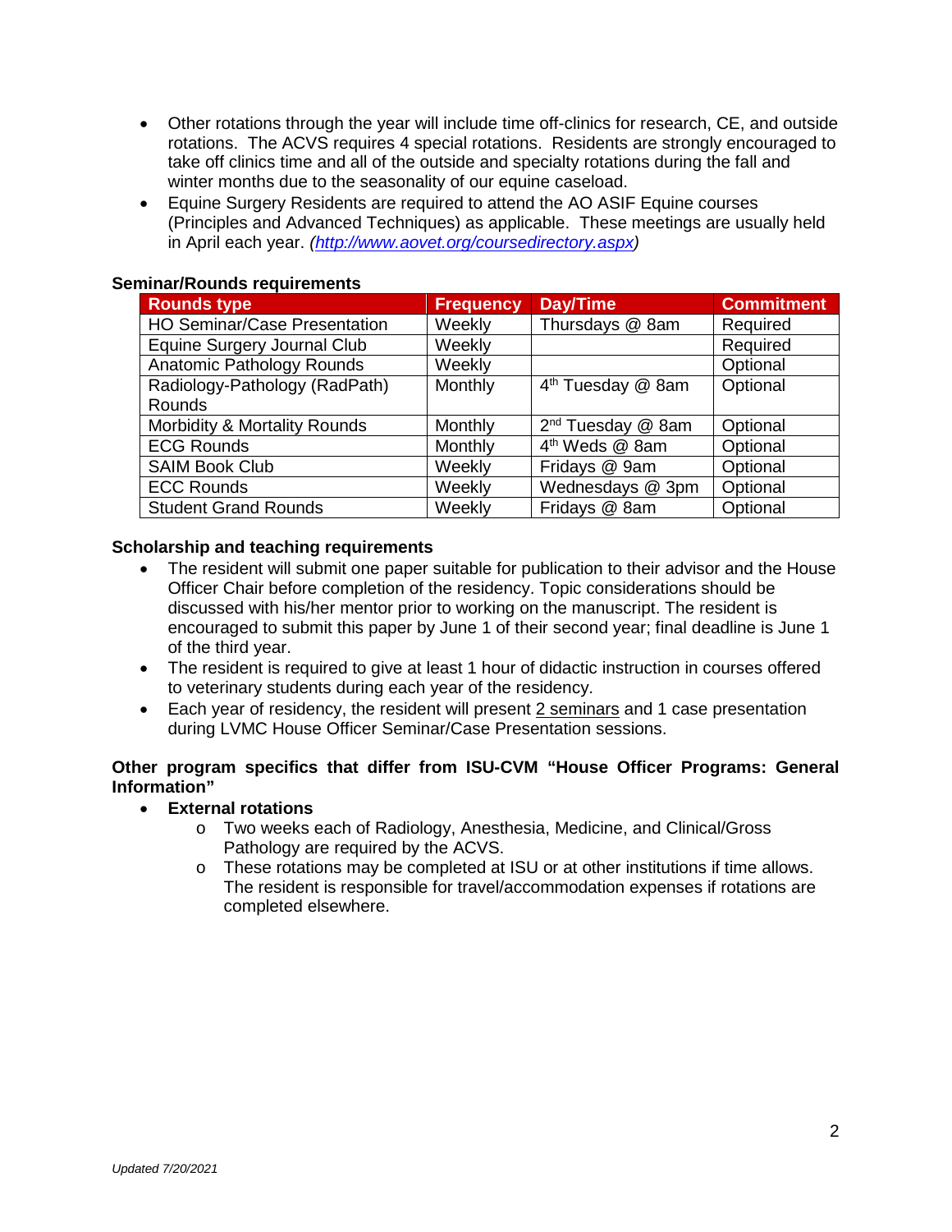- Other rotations through the year will include time off-clinics for research, CE, and outside rotations. The ACVS requires 4 special rotations. Residents are strongly encouraged to take off clinics time and all of the outside and specialty rotations during the fall and winter months due to the seasonality of our equine caseload.
- Equine Surgery Residents are required to attend the AO ASIF Equine courses (Principles and Advanced Techniques) as applicable. These meetings are usually held in April each year. *([http://www.aovet.org/coursedirectory.aspx](http://www.aovet.org/coursedirectory.aspx))*

**Seminar/Rounds requirements**

| Rounds type | Frequency | Day/Time | Commitment |
|---|---|---|---|
| HO Seminar/Case Presentation | Weekly | Thursdays @ 8am | Required |
| Equine Surgery Journal Club | Weekly | | Required |
| Anatomic Pathology Rounds | Weekly | | Optional |
| Radiology-Pathology (RadPath) Rounds | Monthly | 4th Tuesday @ 8am | Optional |
| Morbidity & Mortality Rounds | Monthly | 2nd Tuesday @ 8am | Optional |
| ECG Rounds | Monthly | 4th Weds @ 8am | Optional |
| SAIM Book Club | Weekly | Fridays @ 9am | Optional |
| ECC Rounds | Weekly | Wednesdays @ 3pm | Optional |
| Student Grand Rounds | Weekly | Fridays @ 8am | Optional |

**Scholarship and teaching requirements**

- The resident will submit one paper suitable for publication to their advisor and the House Officer Chair before completion of the residency. Topic considerations should be discussed with his/her mentor prior to working on the manuscript. The resident is encouraged to submit this paper by June 1 of their second year; final deadline is June 1 of the third year.
- The resident is required to give at least 1 hour of didactic instruction in courses offered to veterinary students during each year of the residency.
- Each year of residency, the resident will present 2 seminars and 1 case presentation during LVMC House Officer Seminar/Case Presentation sessions.

**Other program specifics that differ from ISU-CVM "House Officer Programs: General Information"**

- **External rotations**
  - Two weeks each of Radiology, Anesthesia, Medicine, and Clinical/Gross Pathology are required by the ACVS.
  - These rotations may be completed at ISU or at other institutions if time allows. The resident is responsible for travel/accommodation expenses if rotations are completed elsewhere.

*Updated 7/20/2021*